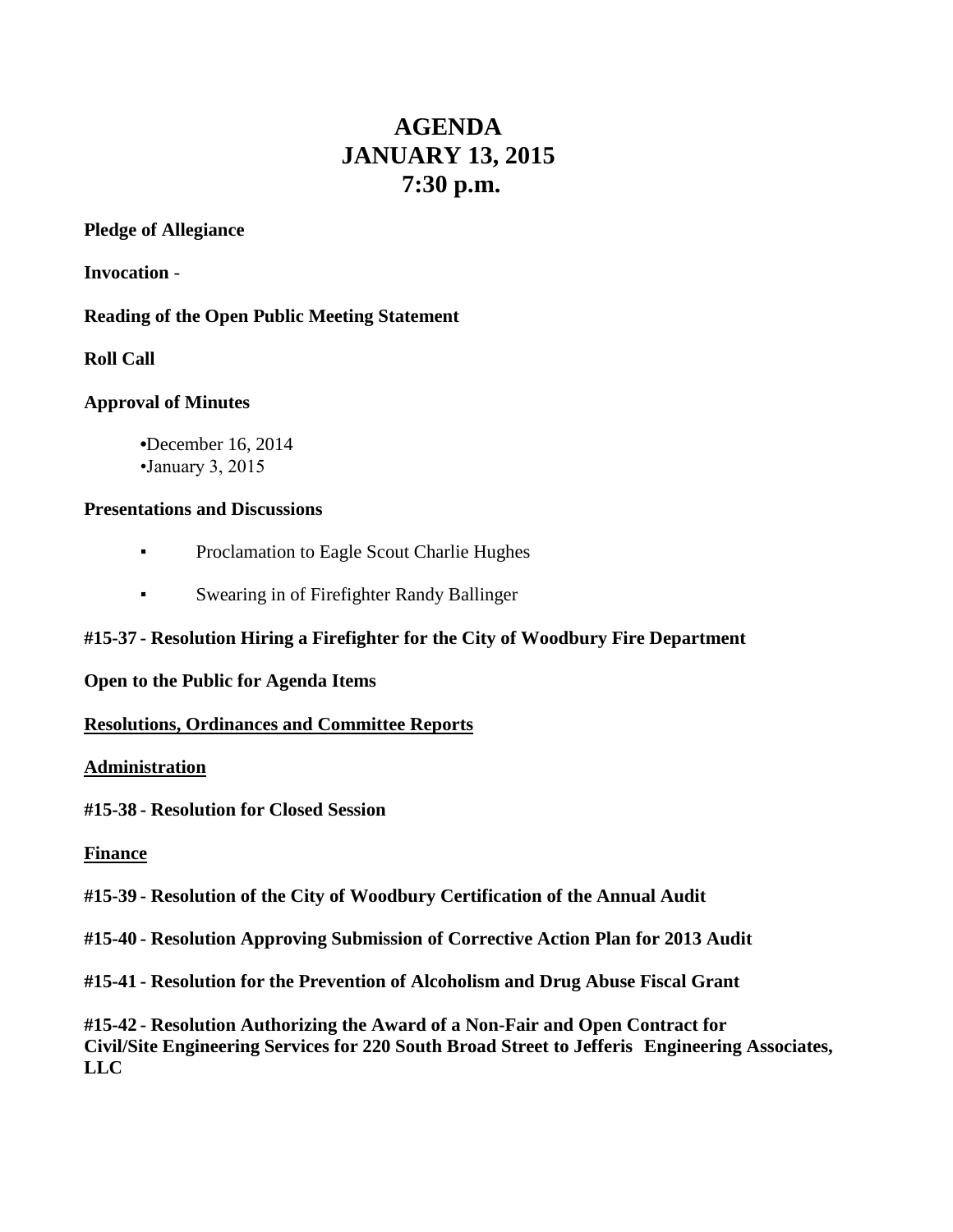# AGENDA
# JANUARY 13, 2015
# 7:30 p.m.

**Pledge of Allegiance**

**Invocation** -

**Reading of the Open Public Meeting Statement**

**Roll Call**

**Approval of Minutes**

- December 16, 2014
- January 3, 2015

**Presentations and Discussions**

- Proclamation to Eagle Scout Charlie Hughes
- Swearing in of Firefighter Randy Ballinger

**#15-37 - Resolution Hiring a Firefighter for the City of Woodbury Fire Department**

**Open to the Public for Agenda Items**

**Resolutions, Ordinances and Committee Reports**

**Administration**

**#15-38 - Resolution for Closed Session**

**Finance**

**#15-39 - Resolution of the City of Woodbury Certification of the Annual Audit**

**#15-40 - Resolution Approving Submission of Corrective Action Plan for 2013 Audit**

**#15-41 - Resolution for the Prevention of Alcoholism and Drug Abuse Fiscal Grant**

**#15-42 - Resolution Authorizing the Award of a Non-Fair and Open Contract for Civil/Site Engineering Services for 220 South Broad Street to Jefferis Engineering Associates, LLC**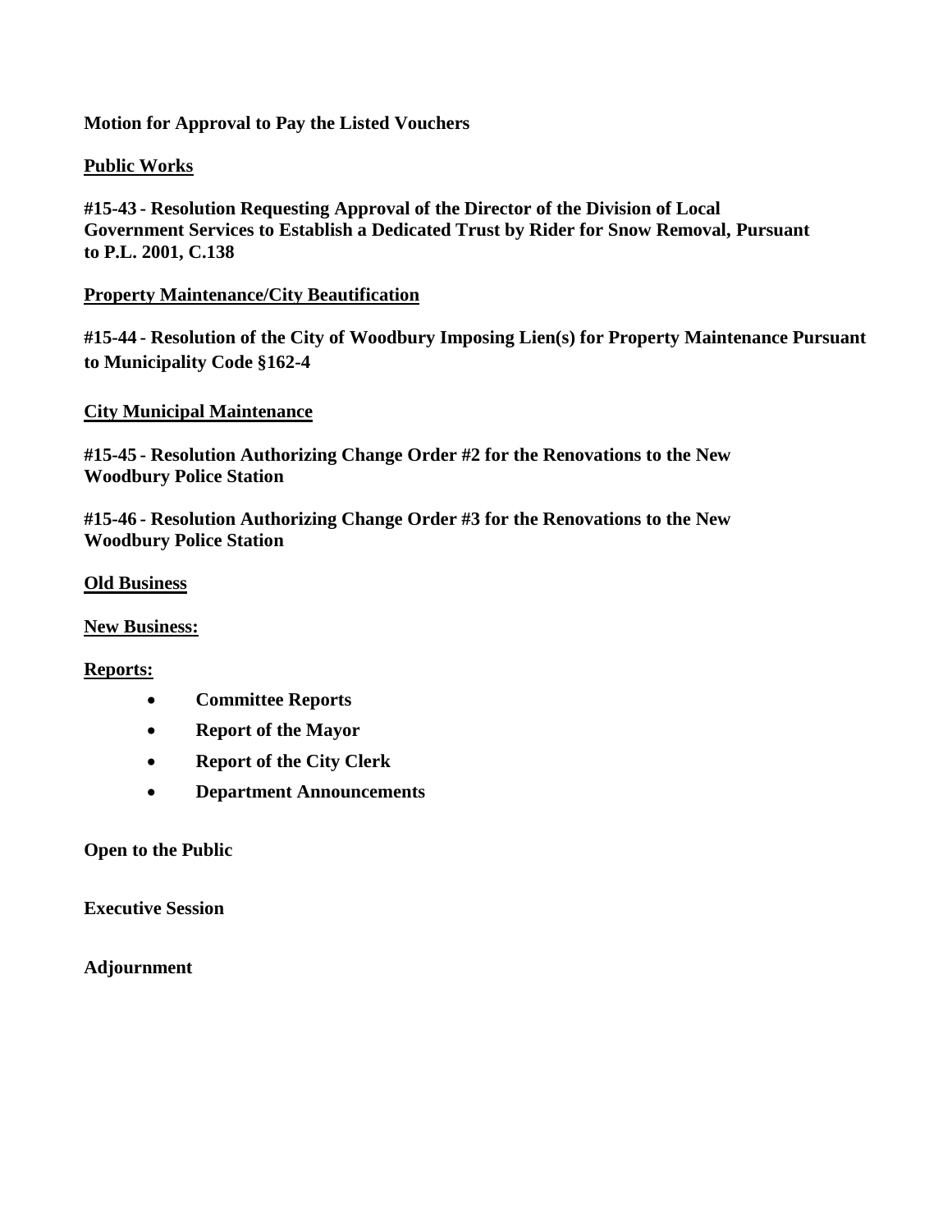**Motion for Approval to Pay the Listed Vouchers**

**<u>Public Works</u>**

**#15-43 - Resolution Requesting Approval of the Director of the Division of Local Government Services to Establish a Dedicated Trust by Rider for Snow Removal, Pursuant to P.L. 2001, C.138**

**<u>Property Maintenance/City Beautification</u>**

**#15-44 - Resolution of the City of Woodbury Imposing Lien(s) for Property Maintenance Pursuant to Municipality Code §162-4**

**<u>City Municipal Maintenance</u>**

**#15-45 - Resolution Authorizing Change Order #2 for the Renovations to the New Woodbury Police Station**

**#15-46 - Resolution Authorizing Change Order #3 for the Renovations to the New Woodbury Police Station**

**<u>Old Business</u>**

**<u>New Business:</u>**

**<u>Reports:</u>**

- **Committee Reports**
- **Report of the Mayor**
- **Report of the City Clerk**
- **Department Announcements**

**Open to the Public**

**Executive Session**

**Adjournment**